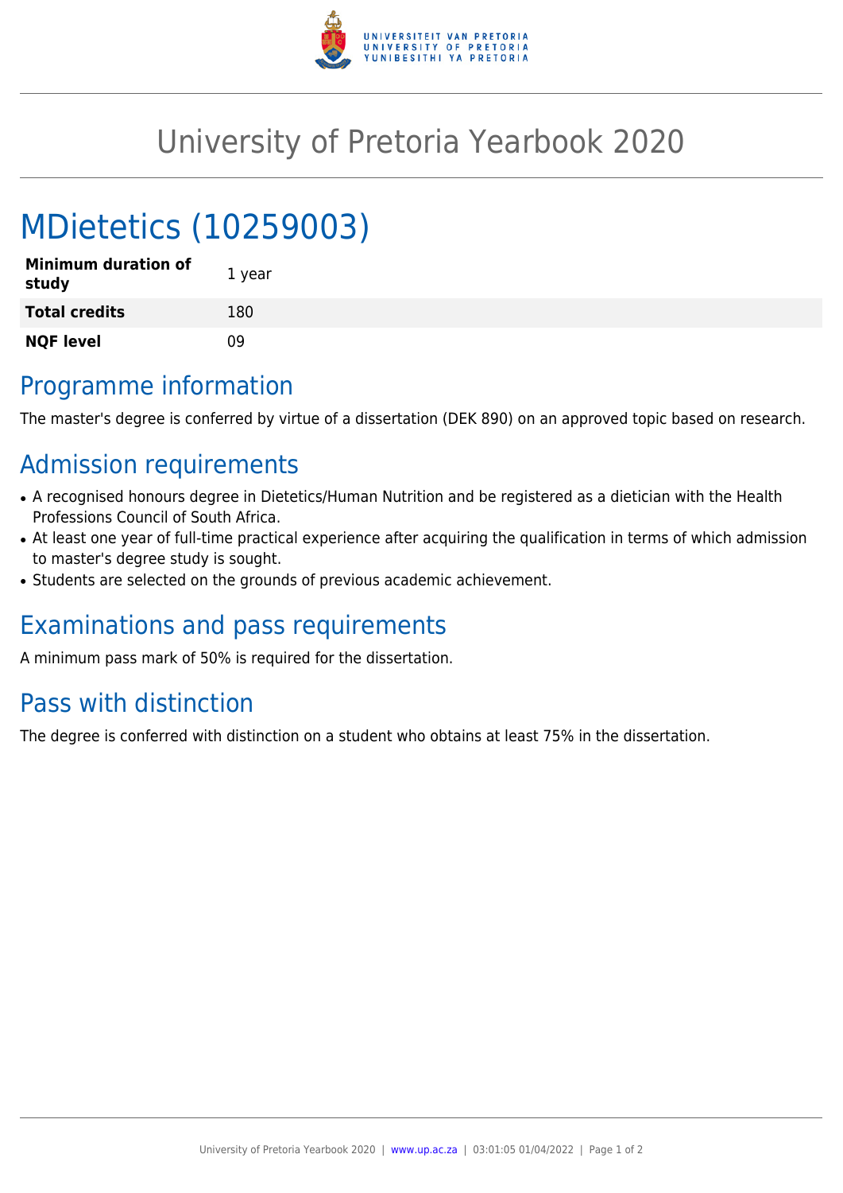# University of Pretoria Yearbook 2020

# MDietetics (10259003)

| Minimum duration of study | 1 year |
| --- | --- |
| **Total credits** | 180 |
| **NQF level** | 09 |

## Programme information

The master's degree is conferred by virtue of a dissertation (DEK 890) on an approved topic based on research.

## Admission requirements

- A recognised honours degree in Dietetics/Human Nutrition and be registered as a dietician with the Health Professions Council of South Africa.
- At least one year of full-time practical experience after acquiring the qualification in terms of which admission to master's degree study is sought.
- Students are selected on the grounds of previous academic achievement.

## Examinations and pass requirements

A minimum pass mark of 50% is required for the dissertation.

## Pass with distinction

The degree is conferred with distinction on a student who obtains at least 75% in the dissertation.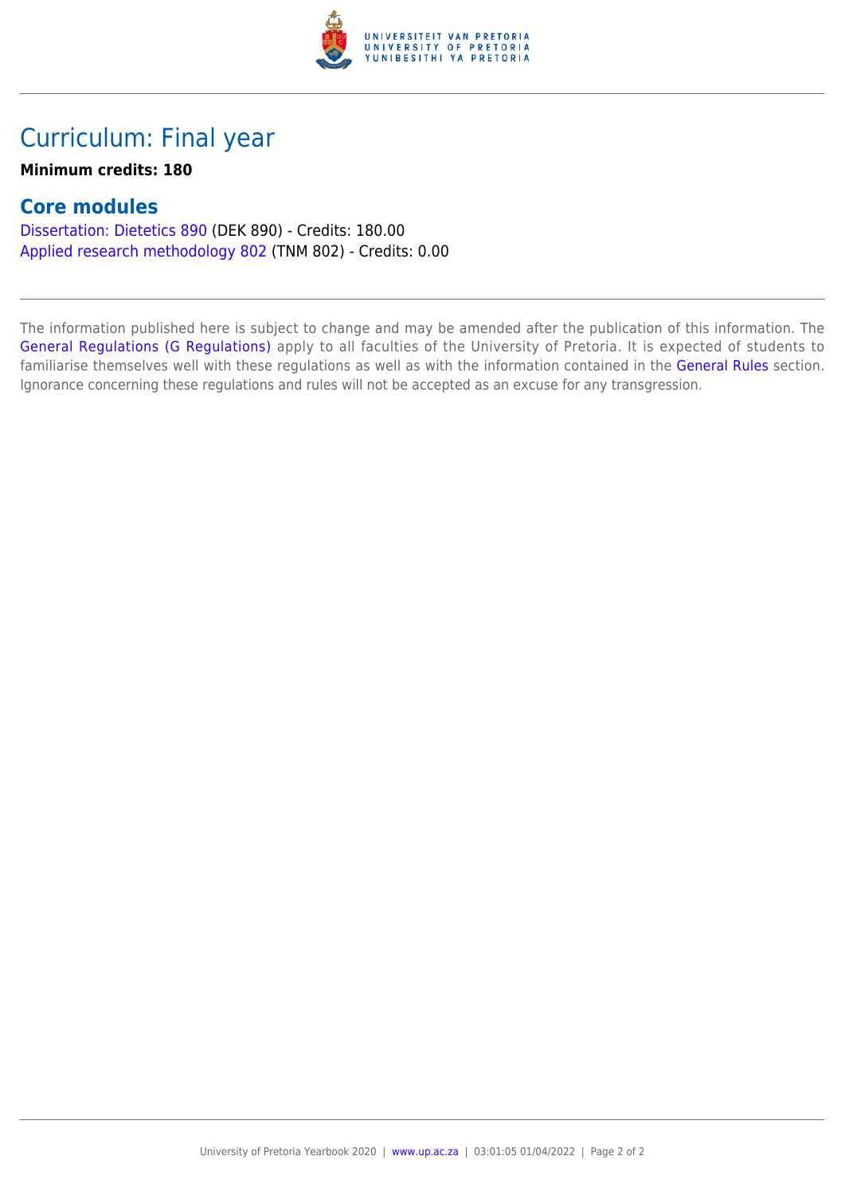# Curriculum: Final year

**Minimum credits: 180**

## Core modules

Dissertation: Dietetics 890 (DEK 890) - Credits: 180.00
Applied research methodology 802 (TNM 802) - Credits: 0.00

The information published here is subject to change and may be amended after the publication of this information. The General Regulations (G Regulations) apply to all faculties of the University of Pretoria. It is expected of students to familiarise themselves well with these regulations as well as with the information contained in the General Rules section. Ignorance concerning these regulations and rules will not be accepted as an excuse for any transgression.